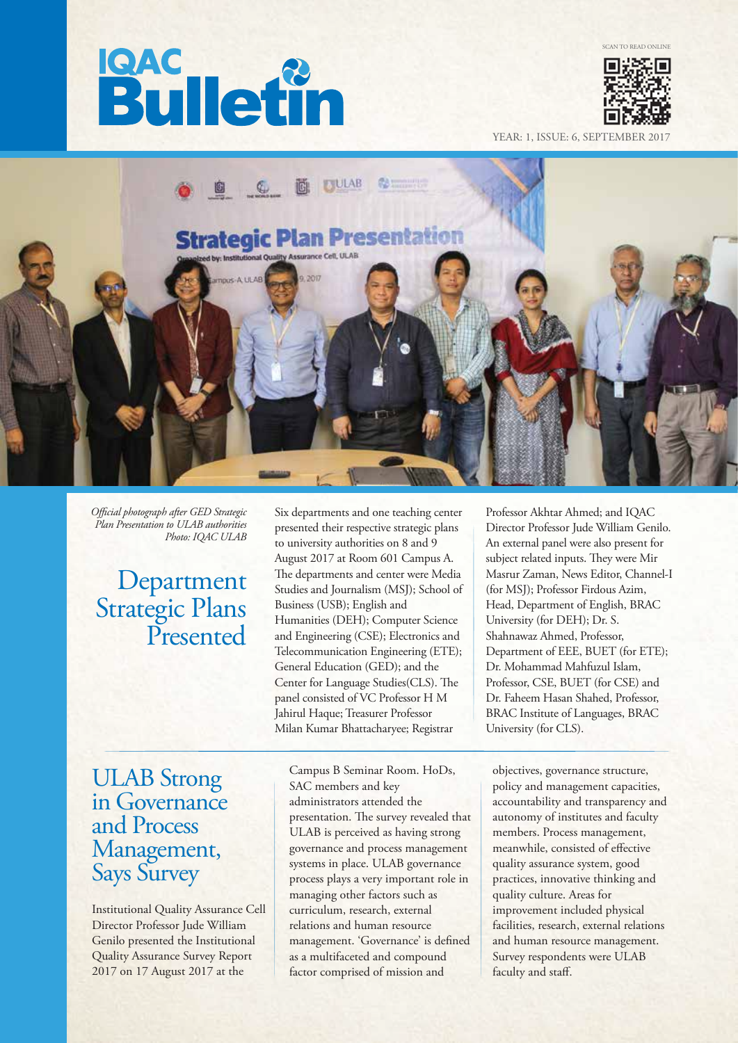# IQAC Bulletin

SCAN TO READ ONLINE

YEAR: 1, ISSUE: 6, SEPTEMBER 2017

*Official photograph after GED Strategic Plan Presentation to ULAB authorities*
*Photo: IQAC ULAB*

## Department Strategic Plans Presented

Six departments and one teaching center presented their respective strategic plans to university authorities on 8 and 9 August 2017 at Room 601 Campus A. The departments and center were Media Studies and Journalism (MSJ); School of Business (USB); English and Humanities (DEH); Computer Science and Engineering (CSE); Electronics and Telecommunication Engineering (ETE); General Education (GED); and the Center for Language Studies(CLS). The panel consisted of VC Professor H M Jahirul Haque; Treasurer Professor Milan Kumar Bhattacharyee; Registrar Professor Akhtar Ahmed; and IQAC Director Professor Jude William Genilo. An external panel were also present for subject related inputs. They were Mir Masrur Zaman, News Editor, Channel-I (for MSJ); Professor Firdous Azim, Head, Department of English, BRAC University (for DEH); Dr. S. Shahnawaz Ahmed, Professor, Department of EEE, BUET (for ETE); Dr. Mohammad Mahfuzul Islam, Professor, CSE, BUET (for CSE) and Dr. Faheem Hasan Shahed, Professor, BRAC Institute of Languages, BRAC University (for CLS).

## ULAB Strong in Governance and Process Management, Says Survey

Institutional Quality Assurance Cell Director Professor Jude William Genilo presented the Institutional Quality Assurance Survey Report 2017 on 17 August 2017 at the Campus B Seminar Room. HoDs, SAC members and key administrators attended the presentation. The survey revealed that ULAB is perceived as having strong governance and process management systems in place. ULAB governance process plays a very important role in managing other factors such as curriculum, research, external relations and human resource management. 'Governance' is defined as a multifaceted and compound factor comprised of mission and objectives, governance structure, policy and management capacities, accountability and transparency and autonomy of institutes and faculty members. Process management, meanwhile, consisted of effective quality assurance system, good practices, innovative thinking and quality culture. Areas for improvement included physical facilities, research, external relations and human resource management. Survey respondents were ULAB faculty and staff.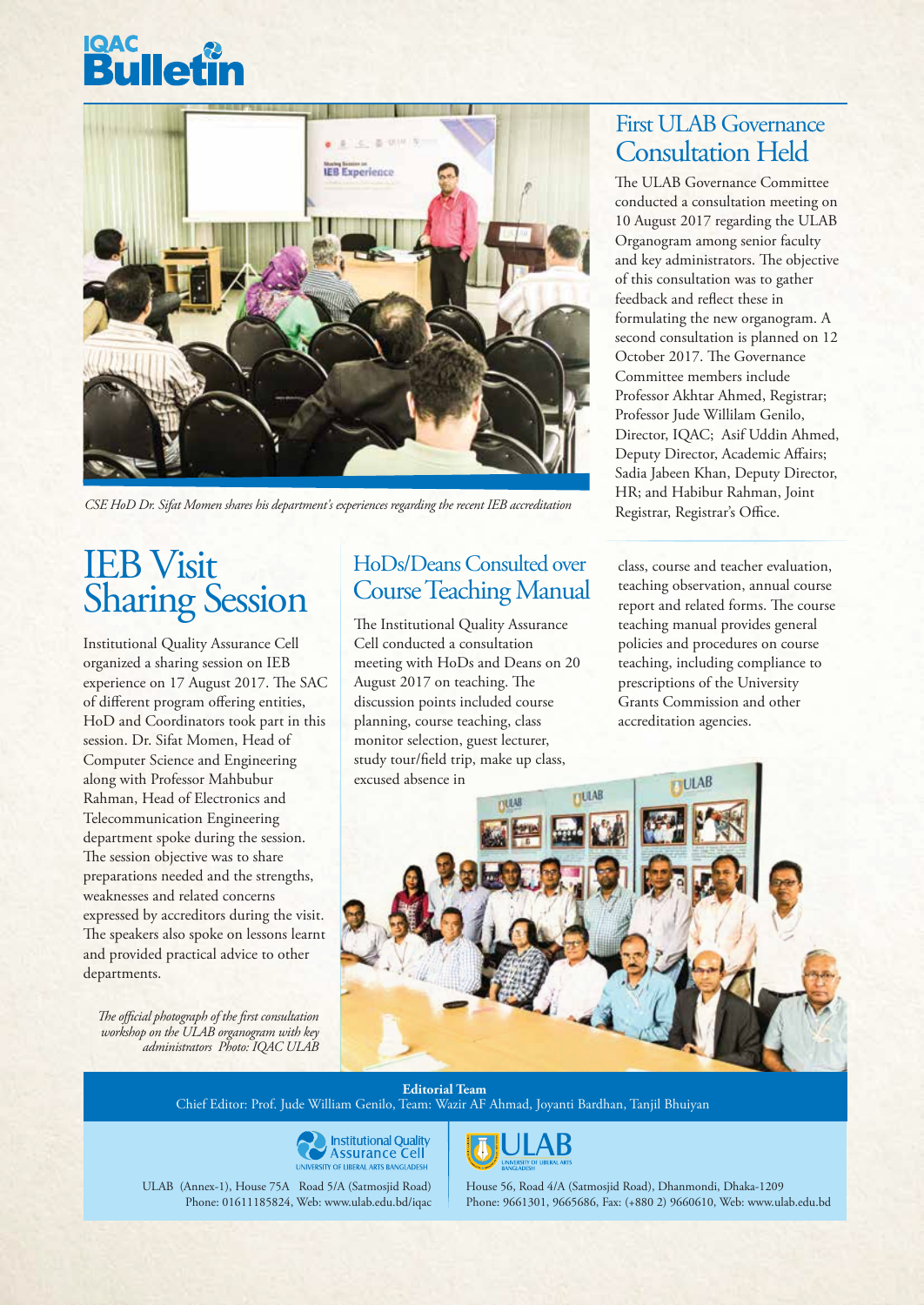# IQAC Bulletin

CSE HoD Dr. Sifat Momen shares his department's experiences regarding the recent IEB accreditation

## First ULAB Governance Consultation Held

The ULAB Governance Committee conducted a consultation meeting on 10 August 2017 regarding the ULAB Organogram among senior faculty and key administrators. The objective of this consultation was to gather feedback and reflect these in formulating the new organogram. A second consultation is planned on 12 October 2017. The Governance Committee members include Professor Akhtar Ahmed, Registrar; Professor Jude Willilam Genilo, Director, IQAC; Asif Uddin Ahmed, Deputy Director, Academic Affairs; Sadia Jabeen Khan, Deputy Director, HR; and Habibur Rahman, Joint Registrar, Registrar's Office.

## IEB Visit Sharing Session

Institutional Quality Assurance Cell organized a sharing session on IEB experience on 17 August 2017. The SAC of different program offering entities, HoD and Coordinators took part in this session. Dr. Sifat Momen, Head of Computer Science and Engineering along with Professor Mahbubur Rahman, Head of Electronics and Telecommunication Engineering department spoke during the session. The session objective was to share preparations needed and the strengths, weaknesses and related concerns expressed by accreditors during the visit. The speakers also spoke on lessons learnt and provided practical advice to other departments.

## HoDs/Deans Consulted over Course Teaching Manual

The Institutional Quality Assurance Cell conducted a consultation meeting with HoDs and Deans on 20 August 2017 on teaching. The discussion points included course planning, course teaching, class monitor selection, guest lecturer, study tour/field trip, make up class, excused absence in class, course and teacher evaluation, teaching observation, annual course report and related forms. The course teaching manual provides general policies and procedures on course teaching, including compliance to prescriptions of the University Grants Commission and other accreditation agencies.

*The official photograph of the first consultation workshop on the ULAB organogram with key administrators Photo: IQAC ULAB*

**Editorial Team**
Chief Editor: Prof. Jude William Genilo, Team: Wazir AF Ahmad, Joyanti Bardhan, Tanjil Bhuiyan

Institutional Quality Assurance Cell
UNIVERSITY OF LIBERAL ARTS BANGLADESH

ULAB (Annex-1), House 75A Road 5/A (Satmosjid Road)
Phone: 01611185824, Web: www.ulab.edu.bd/iqac

ULAB
UNIVERSITY OF LIBERAL ARTS BANGLADESH

House 56, Road 4/A (Satmosjid Road), Dhanmondi, Dhaka-1209
Phone: 9661301, 9665686, Fax: (+880 2) 9660610, Web: www.ulab.edu.bd